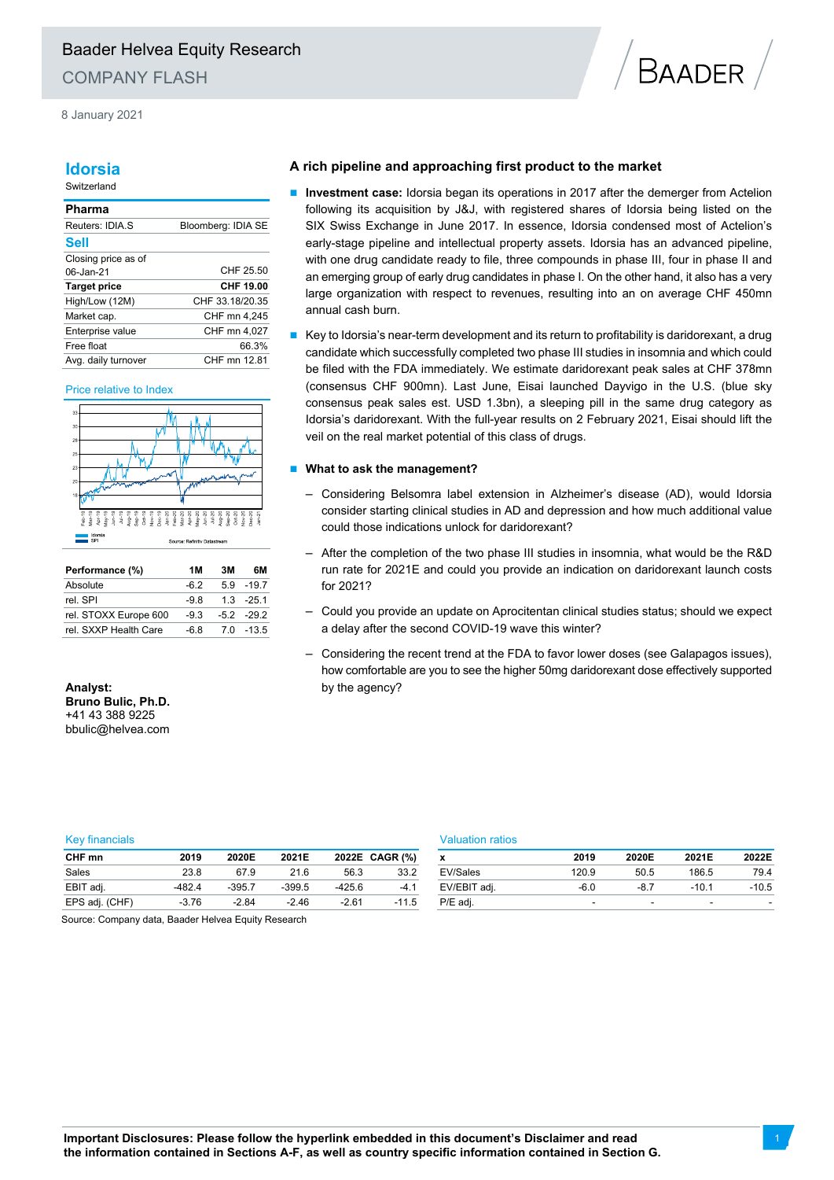Baader Helvea Equity Research

COMPANY FLASH

8 January 2021

# Idorsia

Switzerland

| Pharma | |
|---|---|
| Reuters: IDIA.S | Bloomberg: IDIA SE |
| **Sell** | |
| Closing price as of 06-Jan-21 | CHF 25.50 |
| **Target price** | **CHF 19.00** |
| High/Low (12M) | CHF 33.18/20.35 |
| Market cap. | CHF mn 4,245 |
| Enterprise value | CHF mn 4,027 |
| Free float | 66.3% |
| Avg. daily turnover | CHF mn 12.81 |

Price relative to Index

Source: Refinitiv Datastream

| Performance (%) | 1M | 3M | 6M |
|---|---|---|---|
| Absolute | -6.2 | 5.9 | -19.7 |
| rel. SPI | -9.8 | 1.3 | -25.1 |
| rel. STOXX Europe 600 | -9.3 | -5.2 | -29.2 |
| rel. SXXP Health Care | -6.8 | 7.0 | -13.5 |

**Analyst:**
**Bruno Bulic, Ph.D.**
+41 43 388 9225
bbulic@helvea.com

## A rich pipeline and approaching first product to the market

- **Investment case:** Idorsia began its operations in 2017 after the demerger from Actelion following its acquisition by J&J, with registered shares of Idorsia being listed on the SIX Swiss Exchange in June 2017. In essence, Idorsia condensed most of Actelion's early-stage pipeline and intellectual property assets. Idorsia has an advanced pipeline, with one drug candidate ready to file, three compounds in phase III, four in phase II and an emerging group of early drug candidates in phase I. On the other hand, it also has a very large organization with respect to revenues, resulting into an on average CHF 450mn annual cash burn.

- Key to Idorsia's near-term development and its return to profitability is daridorexant, a drug candidate which successfully completed two phase III studies in insomnia and which could be filed with the FDA immediately. We estimate daridorexant peak sales at CHF 378mn (consensus CHF 900mn). Last June, Eisai launched Dayvigo in the U.S. (blue sky consensus peak sales est. USD 1.3bn), a sleeping pill in the same drug category as Idorsia's daridorexant. With the full-year results on 2 February 2021, Eisai should lift the veil on the real market potential of this class of drugs.

- **What to ask the management?**
  - Considering Belsomra label extension in Alzheimer's disease (AD), would Idorsia consider starting clinical studies in AD and depression and how much additional value could those indications unlock for daridorexant?
  - After the completion of the two phase III studies in insomnia, what would be the R&D run rate for 2021E and could you provide an indication on daridorexant launch costs for 2021?
  - Could you provide an update on Aprocitentan clinical studies status; should we expect a delay after the second COVID-19 wave this winter?
  - Considering the recent trend at the FDA to favor lower doses (see Galapagos issues), how comfortable are you to see the higher 50mg daridorexant dose effectively supported by the agency?

Key financials

| CHF mn | 2019 | 2020E | 2021E | 2022E | CAGR (%) |
|---|---|---|---|---|---|
| Sales | 23.8 | 67.9 | 21.6 | 56.3 | 33.2 |
| EBIT adj. | -482.4 | -395.7 | -399.5 | -425.6 | -4.1 |
| EPS adj. (CHF) | -3.76 | -2.84 | -2.46 | -2.61 | -11.5 |

Source: Company data, Baader Helvea Equity Research

Valuation ratios

| x | 2019 | 2020E | 2021E | 2022E |
|---|---|---|---|---|
| EV/Sales | 120.9 | 50.5 | 186.5 | 79.4 |
| EV/EBIT adj. | -6.0 | -8.7 | -10.1 | -10.5 |
| P/E adj. | - | - | - | - |

**Important Disclosures: Please follow the hyperlink embedded in this document's Disclaimer and read the information contained in Sections A-F, as well as country specific information contained in Section G.**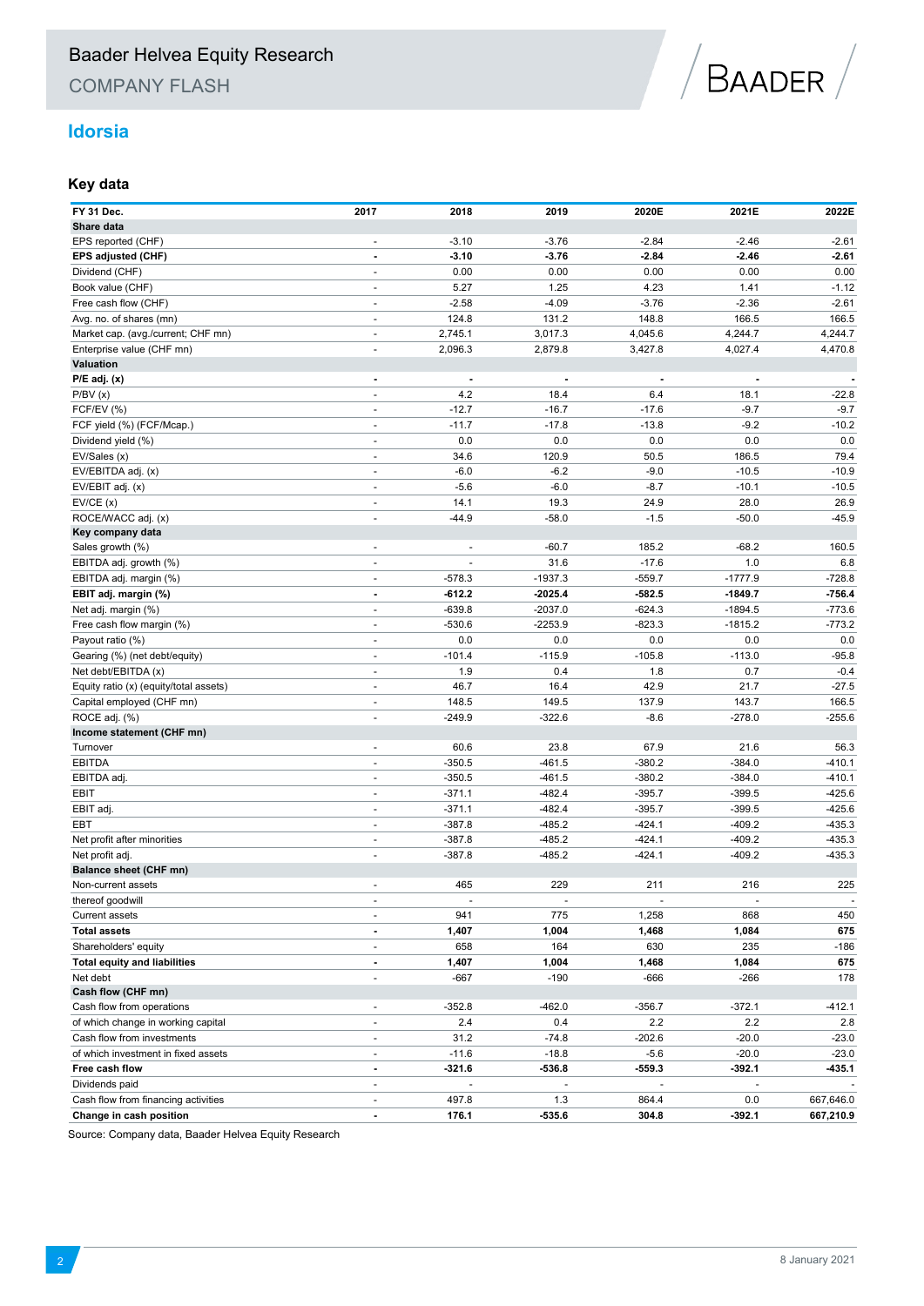# Baader Helvea Equity Research

## COMPANY FLASH

## Idorsia

### Key data

| FY 31 Dec. | 2017 | 2018 | 2019 | 2020E | 2021E | 2022E |
|---|---|---|---|---|---|---|
| **Share data** | | | | | | |
| EPS reported (CHF) | - | -3.10 | -3.76 | -2.84 | -2.46 | -2.61 |
| **EPS adjusted (CHF)** | **-** | **-3.10** | **-3.76** | **-2.84** | **-2.46** | **-2.61** |
| Dividend (CHF) | - | 0.00 | 0.00 | 0.00 | 0.00 | 0.00 |
| Book value (CHF) | - | 5.27 | 1.25 | 4.23 | 1.41 | -1.12 |
| Free cash flow (CHF) | - | -2.58 | -4.09 | -3.76 | -2.36 | -2.61 |
| Avg. no. of shares (mn) | - | 124.8 | 131.2 | 148.8 | 166.5 | 166.5 |
| Market cap. (avg./current; CHF mn) | - | 2,745.1 | 3,017.3 | 4,045.6 | 4,244.7 | 4,244.7 |
| Enterprise value (CHF mn) | - | 2,096.3 | 2,879.8 | 3,427.8 | 4,027.4 | 4,470.8 |
| **Valuation** | | | | | | |
| **P/E adj. (x)** | **-** | **-** | **-** | **-** | **-** | **-** |
| P/BV (x) | - | 4.2 | 18.4 | 6.4 | 18.1 | -22.8 |
| FCF/EV (%) | - | -12.7 | -16.7 | -17.6 | -9.7 | -9.7 |
| FCF yield (%) (FCF/Mcap.) | - | -11.7 | -17.8 | -13.8 | -9.2 | -10.2 |
| Dividend yield (%) | - | 0.0 | 0.0 | 0.0 | 0.0 | 0.0 |
| EV/Sales (x) | - | 34.6 | 120.9 | 50.5 | 186.5 | 79.4 |
| EV/EBITDA adj. (x) | - | -6.0 | -6.2 | -9.0 | -10.5 | -10.9 |
| EV/EBIT adj. (x) | - | -5.6 | -6.0 | -8.7 | -10.1 | -10.5 |
| EV/CE (x) | - | 14.1 | 19.3 | 24.9 | 28.0 | 26.9 |
| ROCE/WACC adj. (x) | - | -44.9 | -58.0 | -1.5 | -50.0 | -45.9 |
| **Key company data** | | | | | | |
| Sales growth (%) | - | - | -60.7 | 185.2 | -68.2 | 160.5 |
| EBITDA adj. growth (%) | - | - | 31.6 | -17.6 | 1.0 | 6.8 |
| EBITDA adj. margin (%) | - | -578.3 | -1937.3 | -559.7 | -1777.9 | -728.8 |
| **EBIT adj. margin (%)** | **-** | **-612.2** | **-2025.4** | **-582.5** | **-1849.7** | **-756.4** |
| Net adj. margin (%) | - | -639.8 | -2037.0 | -624.3 | -1894.5 | -773.6 |
| Free cash flow margin (%) | - | -530.6 | -2253.9 | -823.3 | -1815.2 | -773.2 |
| Payout ratio (%) | - | 0.0 | 0.0 | 0.0 | 0.0 | 0.0 |
| Gearing (%) (net debt/equity) | - | -101.4 | -115.9 | -105.8 | -113.0 | -95.8 |
| Net debt/EBITDA (x) | - | 1.9 | 0.4 | 1.8 | 0.7 | -0.4 |
| Equity ratio (x) (equity/total assets) | - | 46.7 | 16.4 | 42.9 | 21.7 | -27.5 |
| Capital employed (CHF mn) | - | 148.5 | 149.5 | 137.9 | 143.7 | 166.5 |
| ROCE adj. (%) | - | -249.9 | -322.6 | -8.6 | -278.0 | -255.6 |
| **Income statement (CHF mn)** | | | | | | |
| Turnover | - | 60.6 | 23.8 | 67.9 | 21.6 | 56.3 |
| EBITDA | - | -350.5 | -461.5 | -380.2 | -384.0 | -410.1 |
| EBITDA adj. | - | -350.5 | -461.5 | -380.2 | -384.0 | -410.1 |
| EBIT | - | -371.1 | -482.4 | -395.7 | -399.5 | -425.6 |
| EBIT adj. | - | -371.1 | -482.4 | -395.7 | -399.5 | -425.6 |
| EBT | - | -387.8 | -485.2 | -424.1 | -409.2 | -435.3 |
| Net profit after minorities | - | -387.8 | -485.2 | -424.1 | -409.2 | -435.3 |
| Net profit adj. | - | -387.8 | -485.2 | -424.1 | -409.2 | -435.3 |
| **Balance sheet (CHF mn)** | | | | | | |
| Non-current assets | - | 465 | 229 | 211 | 216 | 225 |
| thereof goodwill | - | - | - | - | - | - |
| Current assets | - | 941 | 775 | 1,258 | 868 | 450 |
| **Total assets** | **-** | **1,407** | **1,004** | **1,468** | **1,084** | **675** |
| Shareholders' equity | - | 658 | 164 | 630 | 235 | -186 |
| **Total equity and liabilities** | **-** | **1,407** | **1,004** | **1,468** | **1,084** | **675** |
| Net debt | - | -667 | -190 | -666 | -266 | 178 |
| **Cash flow (CHF mn)** | | | | | | |
| Cash flow from operations | - | -352.8 | -462.0 | -356.7 | -372.1 | -412.1 |
| of which change in working capital | - | 2.4 | 0.4 | 2.2 | 2.2 | 2.8 |
| Cash flow from investments | - | 31.2 | -74.8 | -202.6 | -20.0 | -23.0 |
| of which investment in fixed assets | - | -11.6 | -18.8 | -5.6 | -20.0 | -23.0 |
| **Free cash flow** | **-** | **-321.6** | **-536.8** | **-559.3** | **-392.1** | **-435.1** |
| Dividends paid | - | - | - | - | - | - |
| Cash flow from financing activities | - | 497.8 | 1.3 | 864.4 | 0.0 | 667,646.0 |
| **Change in cash position** | **-** | **176.1** | **-535.6** | **304.8** | **-392.1** | **667,210.9** |

Source: Company data, Baader Helvea Equity Research

8 January 2021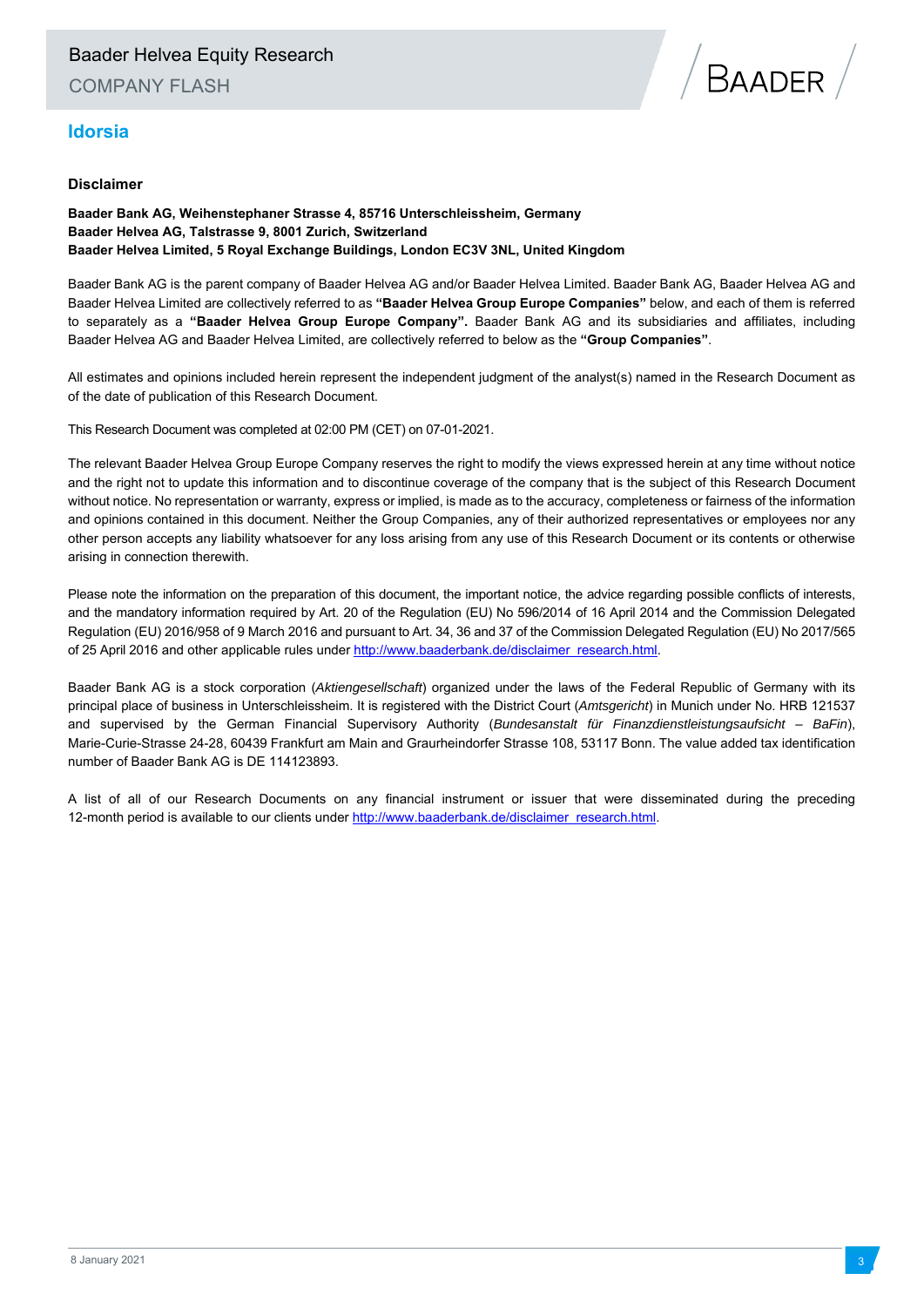## Idorsia

### Disclaimer

**Baader Bank AG, Weihenstephaner Strasse 4, 85716 Unterschleissheim, Germany**
**Baader Helvea AG, Talstrasse 9, 8001 Zurich, Switzerland**
**Baader Helvea Limited, 5 Royal Exchange Buildings, London EC3V 3NL, United Kingdom**

Baader Bank AG is the parent company of Baader Helvea AG and/or Baader Helvea Limited. Baader Bank AG, Baader Helvea AG and Baader Helvea Limited are collectively referred to as **"Baader Helvea Group Europe Companies"** below, and each of them is referred to separately as a **"Baader Helvea Group Europe Company".** Baader Bank AG and its subsidiaries and affiliates, including Baader Helvea AG and Baader Helvea Limited, are collectively referred to below as the **"Group Companies"**.

All estimates and opinions included herein represent the independent judgment of the analyst(s) named in the Research Document as of the date of publication of this Research Document.

This Research Document was completed at 02:00 PM (CET) on 07-01-2021.

The relevant Baader Helvea Group Europe Company reserves the right to modify the views expressed herein at any time without notice and the right not to update this information and to discontinue coverage of the company that is the subject of this Research Document without notice. No representation or warranty, express or implied, is made as to the accuracy, completeness or fairness of the information and opinions contained in this document. Neither the Group Companies, any of their authorized representatives or employees nor any other person accepts any liability whatsoever for any loss arising from any use of this Research Document or its contents or otherwise arising in connection therewith.

Please note the information on the preparation of this document, the important notice, the advice regarding possible conflicts of interests, and the mandatory information required by Art. 20 of the Regulation (EU) No 596/2014 of 16 April 2014 and the Commission Delegated Regulation (EU) 2016/958 of 9 March 2016 and pursuant to Art. 34, 36 and 37 of the Commission Delegated Regulation (EU) No 2017/565 of 25 April 2016 and other applicable rules under http://www.baaderbank.de/disclaimer_research.html.

Baader Bank AG is a stock corporation (*Aktiengesellschaft*) organized under the laws of the Federal Republic of Germany with its principal place of business in Unterschleissheim. It is registered with the District Court (*Amtsgericht*) in Munich under No. HRB 121537 and supervised by the German Financial Supervisory Authority (*Bundesanstalt für Finanzdienstleistungsaufsicht – BaFin*), Marie-Curie-Strasse 24-28, 60439 Frankfurt am Main and Graurheindorfer Strasse 108, 53117 Bonn. The value added tax identification number of Baader Bank AG is DE 114123893.

A list of all of our Research Documents on any financial instrument or issuer that were disseminated during the preceding 12-month period is available to our clients under http://www.baaderbank.de/disclaimer_research.html.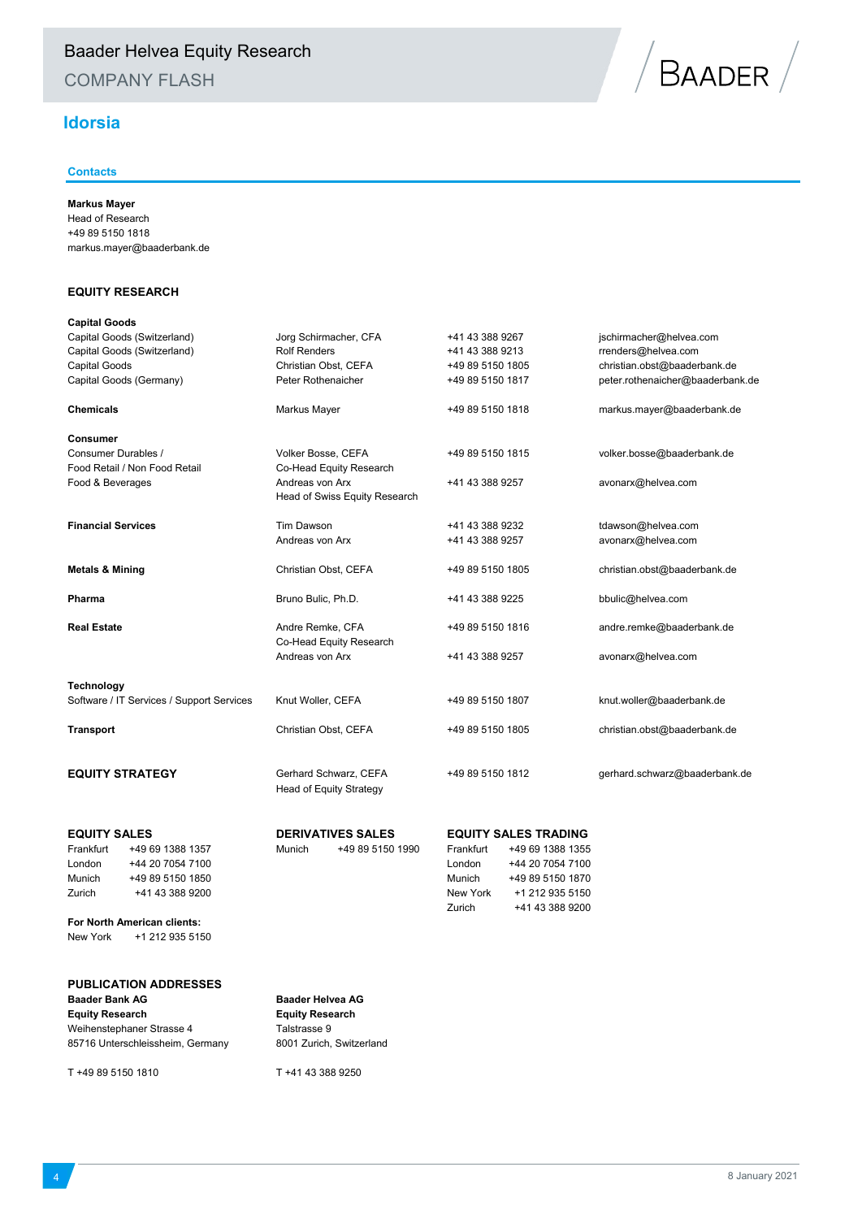# Baader Helvea Equity Research

COMPANY FLASH

## Idorsia

### Contacts

**Markus Mayer**
Head of Research
+49 89 5150 1818
markus.mayer@baaderbank.de

### EQUITY RESEARCH

| | | | |
|---|---|---|---|
| **Capital Goods** | | | |
| Capital Goods (Switzerland) | Jorg Schirmacher, CFA | +41 43 388 9267 | jschirmacher@helvea.com |
| Capital Goods (Switzerland) | Rolf Renders | +41 43 388 9213 | rrenders@helvea.com |
| Capital Goods | Christian Obst, CEFA | +49 89 5150 1805 | christian.obst@baaderbank.de |
| Capital Goods (Germany) | Peter Rothenaicher | +49 89 5150 1817 | peter.rothenaicher@baaderbank.de |
| **Chemicals** | Markus Mayer | +49 89 5150 1818 | markus.mayer@baaderbank.de |
| **Consumer** | | | |
| Consumer Durables / Food Retail / Non Food Retail | Volker Bosse, CEFA Co-Head Equity Research | +49 89 5150 1815 | volker.bosse@baaderbank.de |
| Food & Beverages | Andreas von Arx Head of Swiss Equity Research | +41 43 388 9257 | avonarx@helvea.com |
| **Financial Services** | Tim Dawson | +41 43 388 9232 | tdawson@helvea.com |
| | Andreas von Arx | +41 43 388 9257 | avonarx@helvea.com |
| **Metals & Mining** | Christian Obst, CEFA | +49 89 5150 1805 | christian.obst@baaderbank.de |
| **Pharma** | Bruno Bulic, Ph.D. | +41 43 388 9225 | bbulic@helvea.com |
| **Real Estate** | Andre Remke, CFA Co-Head Equity Research | +49 89 5150 1816 | andre.remke@baaderbank.de |
| | Andreas von Arx | +41 43 388 9257 | avonarx@helvea.com |
| **Technology** | | | |
| Software / IT Services / Support Services | Knut Woller, CEFA | +49 89 5150 1807 | knut.woller@baaderbank.de |
| **Transport** | Christian Obst, CEFA | +49 89 5150 1805 | christian.obst@baaderbank.de |

### EQUITY STRATEGY

Gerhard Schwarz, CEFA, Head of Equity Strategy — +49 89 5150 1812 — gerhard.schwarz@baaderbank.de

### EQUITY SALES

| | |
|---|---|
| Frankfurt | +49 69 1388 1357 |
| London | +44 20 7054 7100 |
| Munich | +49 89 5150 1850 |
| Zurich | +41 43 388 9200 |

**For North American clients:**
New York +1 212 935 5150

### DERIVATIVES SALES

Munich +49 89 5150 1990

### EQUITY SALES TRADING

| | |
|---|---|
| Frankfurt | +49 69 1388 1355 |
| London | +44 20 7054 7100 |
| Munich | +49 89 5150 1870 |
| New York | +1 212 935 5150 |
| Zurich | +41 43 388 9200 |

### PUBLICATION ADDRESSES

**Baader Bank AG**
**Equity Research**
Weihenstephaner Strasse 4
85716 Unterschleissheim, Germany

T +49 89 5150 1810

**Baader Helvea AG**
**Equity Research**
Talstrasse 9
8001 Zurich, Switzerland

T +41 43 388 9250

8 January 2021